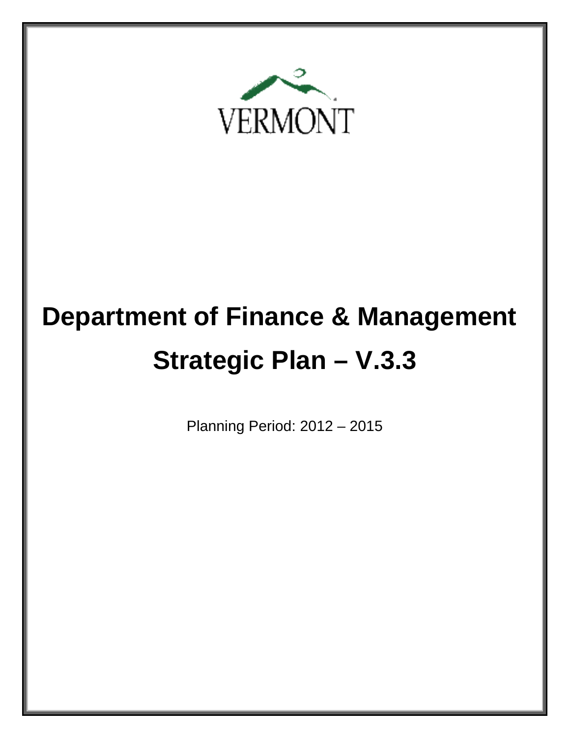VERMONT

# Department of Finance & Management

# Strategic Plan – V.3.3

Planning Period: 2012 – 2015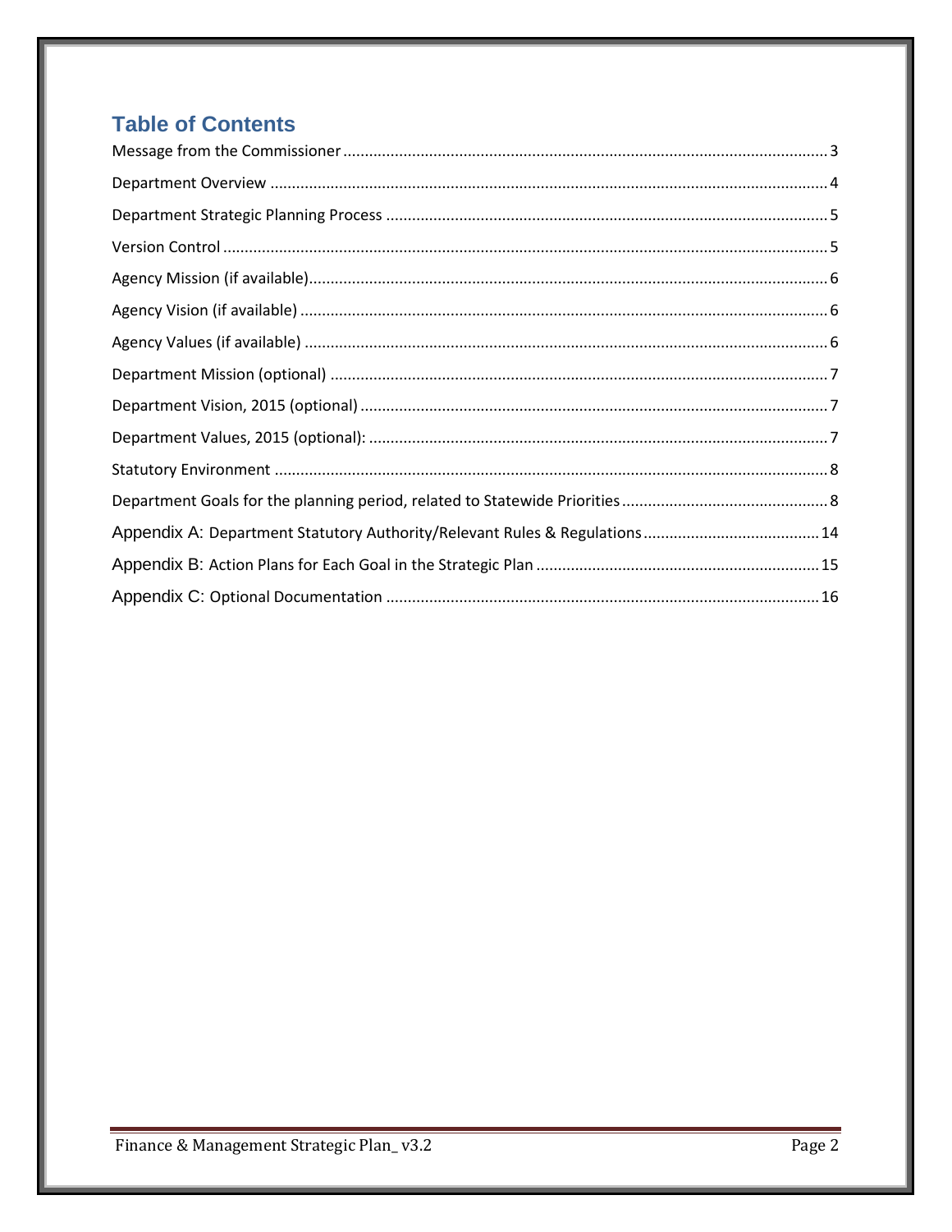## Table of Contents

Message from the Commissioner ........ 3

Department Overview ........ 4

Department Strategic Planning Process ........ 5

Version Control ........ 5

Agency Mission (if available) ........ 6

Agency Vision (if available) ........ 6

Agency Values (if available) ........ 6

Department Mission (optional) ........ 7

Department Vision, 2015 (optional) ........ 7

Department Values, 2015 (optional): ........ 7

Statutory Environment ........ 8

Department Goals for the planning period, related to Statewide Priorities ........ 8

Appendix A: Department Statutory Authority/Relevant Rules & Regulations ........ 14

Appendix B: Action Plans for Each Goal in the Strategic Plan ........ 15

Appendix C: Optional Documentation ........ 16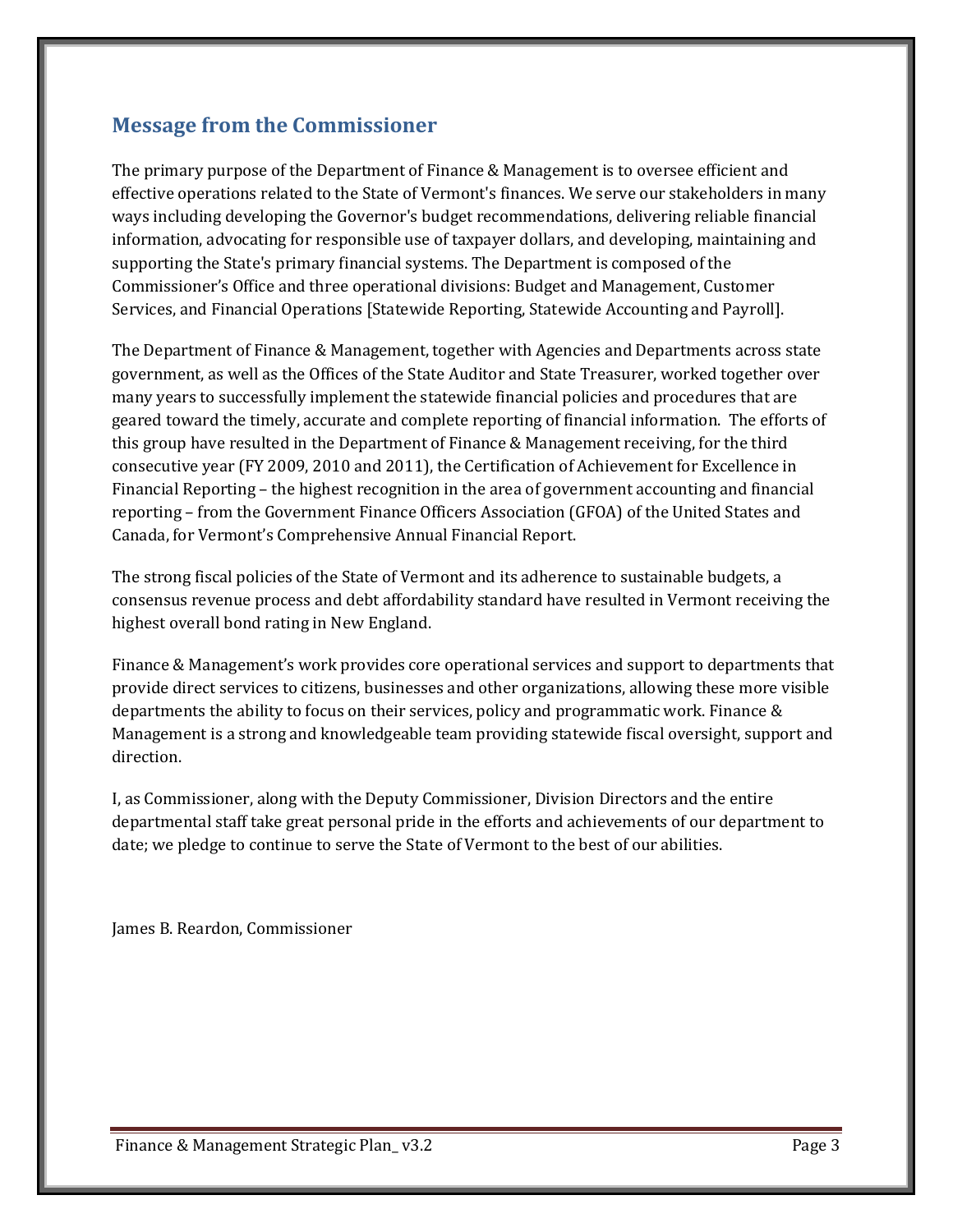## Message from the Commissioner

The primary purpose of the Department of Finance & Management is to oversee efficient and effective operations related to the State of Vermont's finances. We serve our stakeholders in many ways including developing the Governor's budget recommendations, delivering reliable financial information, advocating for responsible use of taxpayer dollars, and developing, maintaining and supporting the State's primary financial systems. The Department is composed of the Commissioner's Office and three operational divisions: Budget and Management, Customer Services, and Financial Operations [Statewide Reporting, Statewide Accounting and Payroll].

The Department of Finance & Management, together with Agencies and Departments across state government, as well as the Offices of the State Auditor and State Treasurer, worked together over many years to successfully implement the statewide financial policies and procedures that are geared toward the timely, accurate and complete reporting of financial information. The efforts of this group have resulted in the Department of Finance & Management receiving, for the third consecutive year (FY 2009, 2010 and 2011), the Certification of Achievement for Excellence in Financial Reporting – the highest recognition in the area of government accounting and financial reporting – from the Government Finance Officers Association (GFOA) of the United States and Canada, for Vermont's Comprehensive Annual Financial Report.

The strong fiscal policies of the State of Vermont and its adherence to sustainable budgets, a consensus revenue process and debt affordability standard have resulted in Vermont receiving the highest overall bond rating in New England.

Finance & Management's work provides core operational services and support to departments that provide direct services to citizens, businesses and other organizations, allowing these more visible departments the ability to focus on their services, policy and programmatic work. Finance & Management is a strong and knowledgeable team providing statewide fiscal oversight, support and direction.

I, as Commissioner, along with the Deputy Commissioner, Division Directors and the entire departmental staff take great personal pride in the efforts and achievements of our department to date; we pledge to continue to serve the State of Vermont to the best of our abilities.

James B. Reardon, Commissioner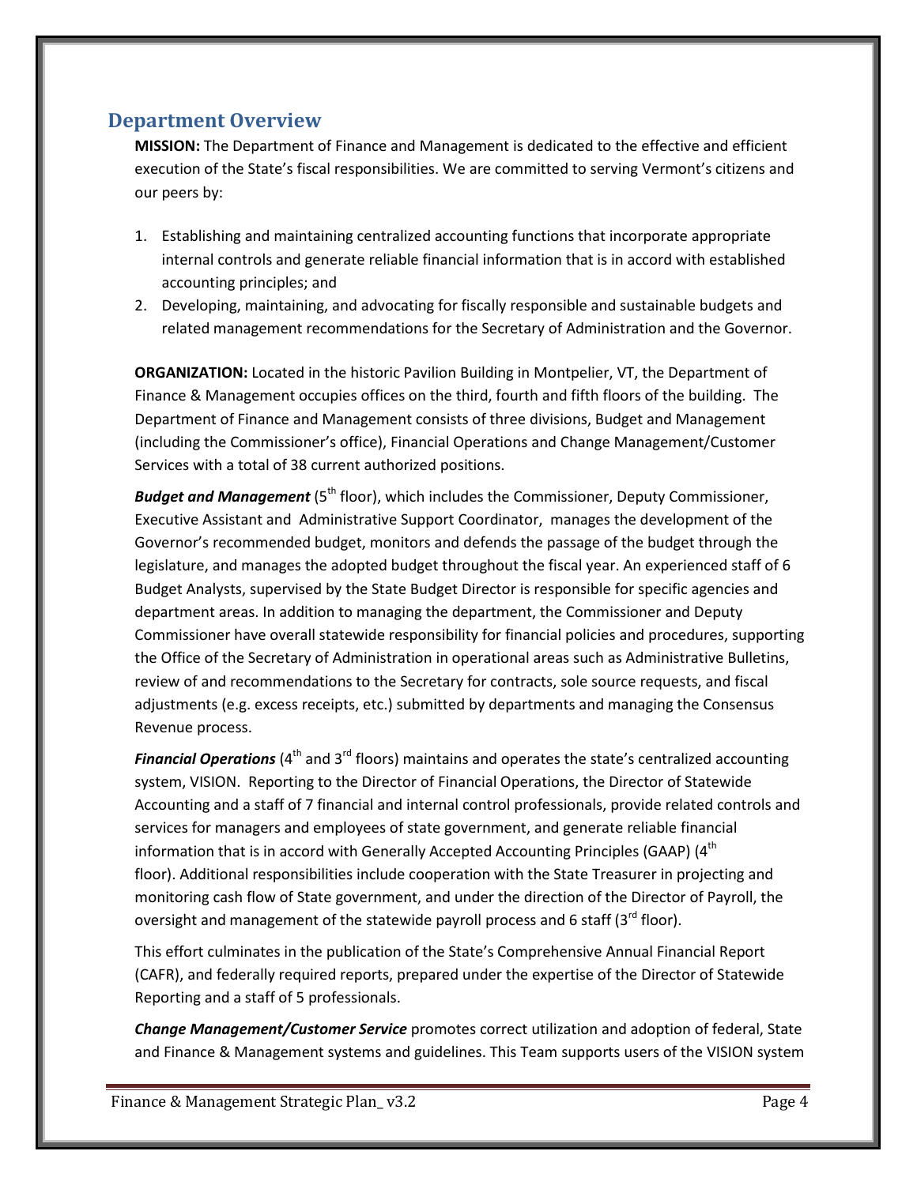## Department Overview

**MISSION:** The Department of Finance and Management is dedicated to the effective and efficient execution of the State's fiscal responsibilities. We are committed to serving Vermont's citizens and our peers by:

1. Establishing and maintaining centralized accounting functions that incorporate appropriate internal controls and generate reliable financial information that is in accord with established accounting principles; and
2. Developing, maintaining, and advocating for fiscally responsible and sustainable budgets and related management recommendations for the Secretary of Administration and the Governor.

**ORGANIZATION:** Located in the historic Pavilion Building in Montpelier, VT, the Department of Finance & Management occupies offices on the third, fourth and fifth floors of the building. The Department of Finance and Management consists of three divisions, Budget and Management (including the Commissioner's office), Financial Operations and Change Management/Customer Services with a total of 38 current authorized positions.

***Budget and Management*** (5th floor), which includes the Commissioner, Deputy Commissioner, Executive Assistant and Administrative Support Coordinator, manages the development of the Governor's recommended budget, monitors and defends the passage of the budget through the legislature, and manages the adopted budget throughout the fiscal year. An experienced staff of 6 Budget Analysts, supervised by the State Budget Director is responsible for specific agencies and department areas. In addition to managing the department, the Commissioner and Deputy Commissioner have overall statewide responsibility for financial policies and procedures, supporting the Office of the Secretary of Administration in operational areas such as Administrative Bulletins, review of and recommendations to the Secretary for contracts, sole source requests, and fiscal adjustments (e.g. excess receipts, etc.) submitted by departments and managing the Consensus Revenue process.

***Financial Operations*** (4th and 3rd floors) maintains and operates the state's centralized accounting system, VISION. Reporting to the Director of Financial Operations, the Director of Statewide Accounting and a staff of 7 financial and internal control professionals, provide related controls and services for managers and employees of state government, and generate reliable financial information that is in accord with Generally Accepted Accounting Principles (GAAP) (4th floor). Additional responsibilities include cooperation with the State Treasurer in projecting and monitoring cash flow of State government, and under the direction of the Director of Payroll, the oversight and management of the statewide payroll process and 6 staff (3rd floor).

This effort culminates in the publication of the State's Comprehensive Annual Financial Report (CAFR), and federally required reports, prepared under the expertise of the Director of Statewide Reporting and a staff of 5 professionals.

***Change Management/Customer Service*** promotes correct utilization and adoption of federal, State and Finance & Management systems and guidelines. This Team supports users of the VISION system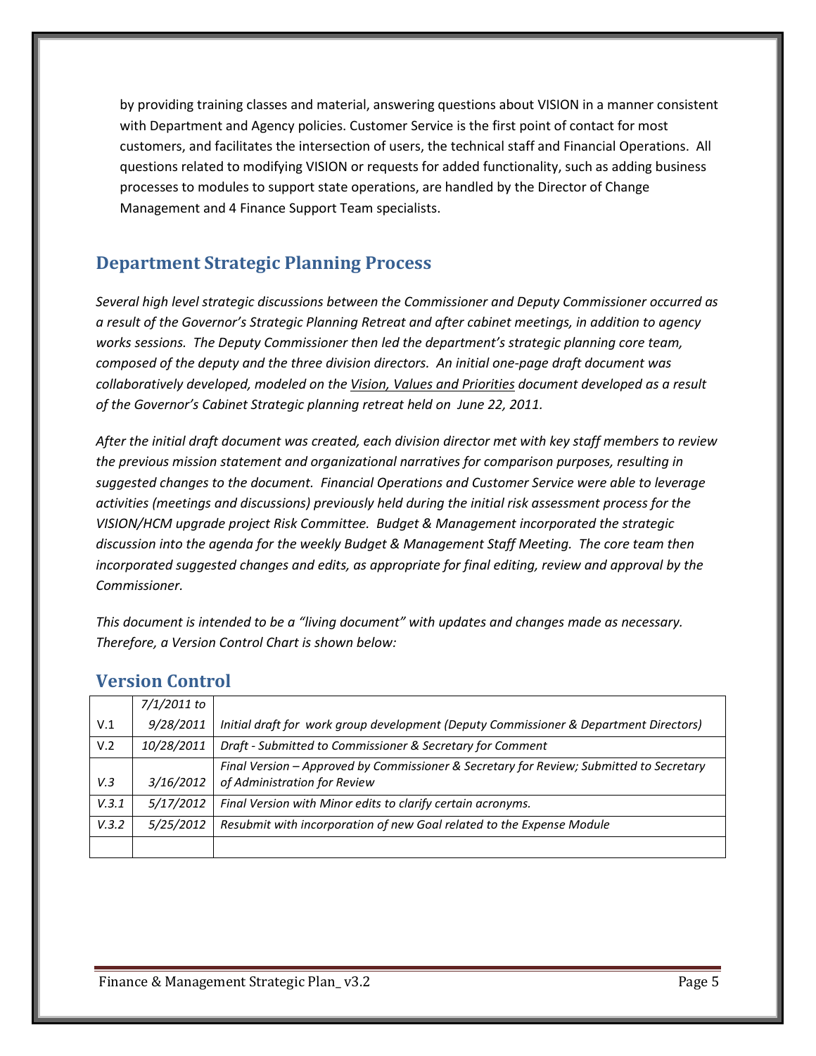by providing training classes and material, answering questions about VISION in a manner consistent with Department and Agency policies. Customer Service is the first point of contact for most customers, and facilitates the intersection of users, the technical staff and Financial Operations. All questions related to modifying VISION or requests for added functionality, such as adding business processes to modules to support state operations, are handled by the Director of Change Management and 4 Finance Support Team specialists.

## Department Strategic Planning Process

*Several high level strategic discussions between the Commissioner and Deputy Commissioner occurred as a result of the Governor's Strategic Planning Retreat and after cabinet meetings, in addition to agency works sessions. The Deputy Commissioner then led the department's strategic planning core team, composed of the deputy and the three division directors. An initial one-page draft document was collaboratively developed, modeled on the <u>Vision, Values and Priorities</u> document developed as a result of the Governor's Cabinet Strategic planning retreat held on June 22, 2011.*

*After the initial draft document was created, each division director met with key staff members to review the previous mission statement and organizational narratives for comparison purposes, resulting in suggested changes to the document. Financial Operations and Customer Service were able to leverage activities (meetings and discussions) previously held during the initial risk assessment process for the VISION/HCM upgrade project Risk Committee. Budget & Management incorporated the strategic discussion into the agenda for the weekly Budget & Management Staff Meeting. The core team then incorporated suggested changes and edits, as appropriate for final editing, review and approval by the Commissioner.*

*This document is intended to be a "living document" with updates and changes made as necessary. Therefore, a Version Control Chart is shown below:*

## Version Control

| | | |
|---|---|---|
| V.1 | *7/1/2011 to 9/28/2011* | *Initial draft for work group development (Deputy Commissioner & Department Directors)* |
| V.2 | *10/28/2011* | *Draft - Submitted to Commissioner & Secretary for Comment* |
| *V.3* | *3/16/2012* | *Final Version – Approved by Commissioner & Secretary for Review; Submitted to Secretary of Administration for Review* |
| *V.3.1* | *5/17/2012* | *Final Version with Minor edits to clarify certain acronyms.* |
| *V.3.2* | *5/25/2012* | *Resubmit with incorporation of new Goal related to the Expense Module* |
| | | |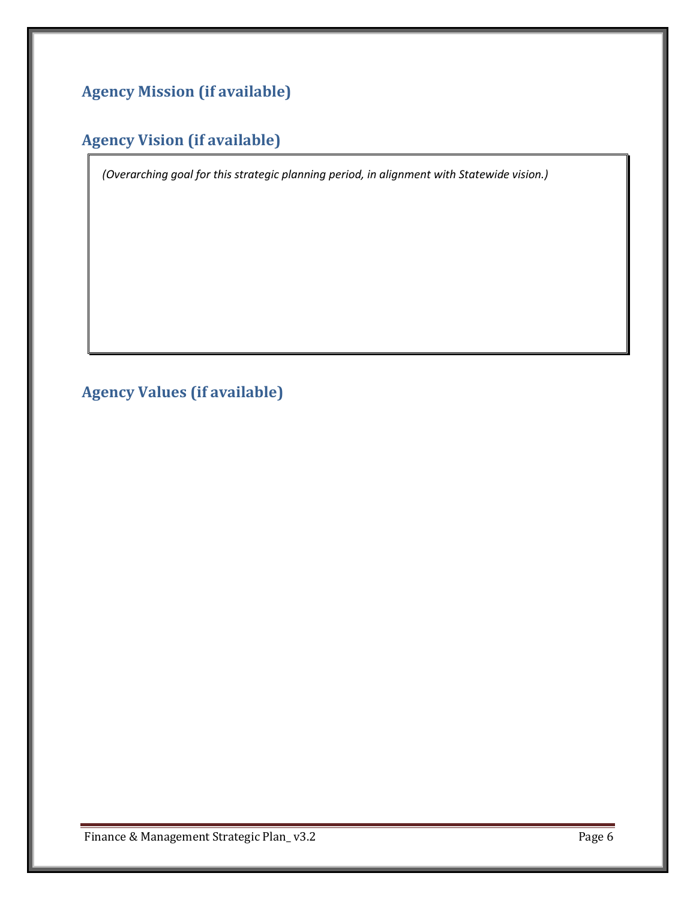## Agency Mission (if available)

## Agency Vision (if available)

*(Overarching goal for this strategic planning period, in alignment with Statewide vision.)*

## Agency Values (if available)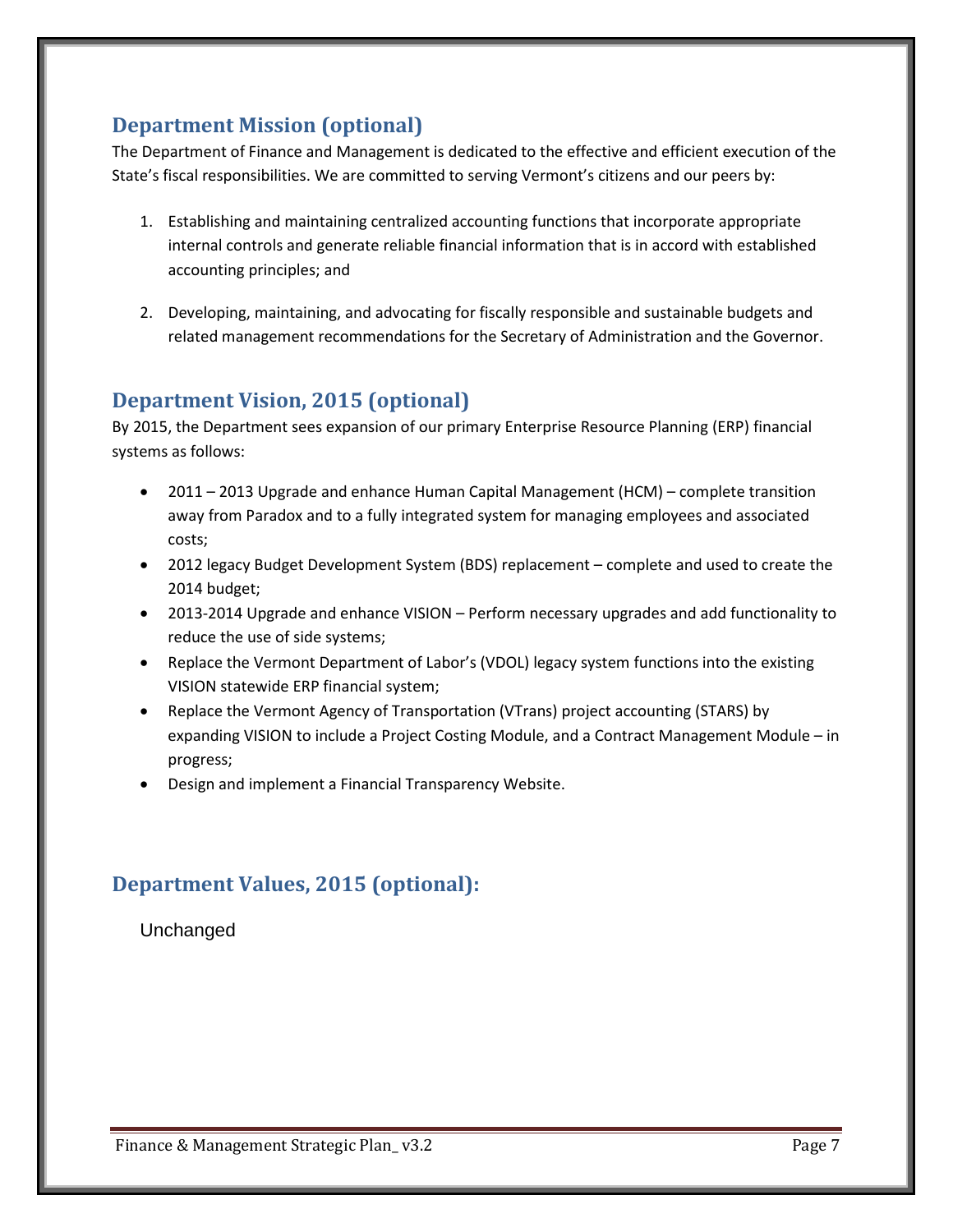## Department Mission (optional)

The Department of Finance and Management is dedicated to the effective and efficient execution of the State's fiscal responsibilities. We are committed to serving Vermont's citizens and our peers by:

1. Establishing and maintaining centralized accounting functions that incorporate appropriate internal controls and generate reliable financial information that is in accord with established accounting principles; and

2. Developing, maintaining, and advocating for fiscally responsible and sustainable budgets and related management recommendations for the Secretary of Administration and the Governor.

## Department Vision, 2015 (optional)

By 2015, the Department sees expansion of our primary Enterprise Resource Planning (ERP) financial systems as follows:

- 2011 – 2013 Upgrade and enhance Human Capital Management (HCM) – complete transition away from Paradox and to a fully integrated system for managing employees and associated costs;
- 2012 legacy Budget Development System (BDS) replacement – complete and used to create the 2014 budget;
- 2013-2014 Upgrade and enhance VISION – Perform necessary upgrades and add functionality to reduce the use of side systems;
- Replace the Vermont Department of Labor's (VDOL) legacy system functions into the existing VISION statewide ERP financial system;
- Replace the Vermont Agency of Transportation (VTrans) project accounting (STARS) by expanding VISION to include a Project Costing Module, and a Contract Management Module – in progress;
- Design and implement a Financial Transparency Website.

## Department Values, 2015 (optional):

Unchanged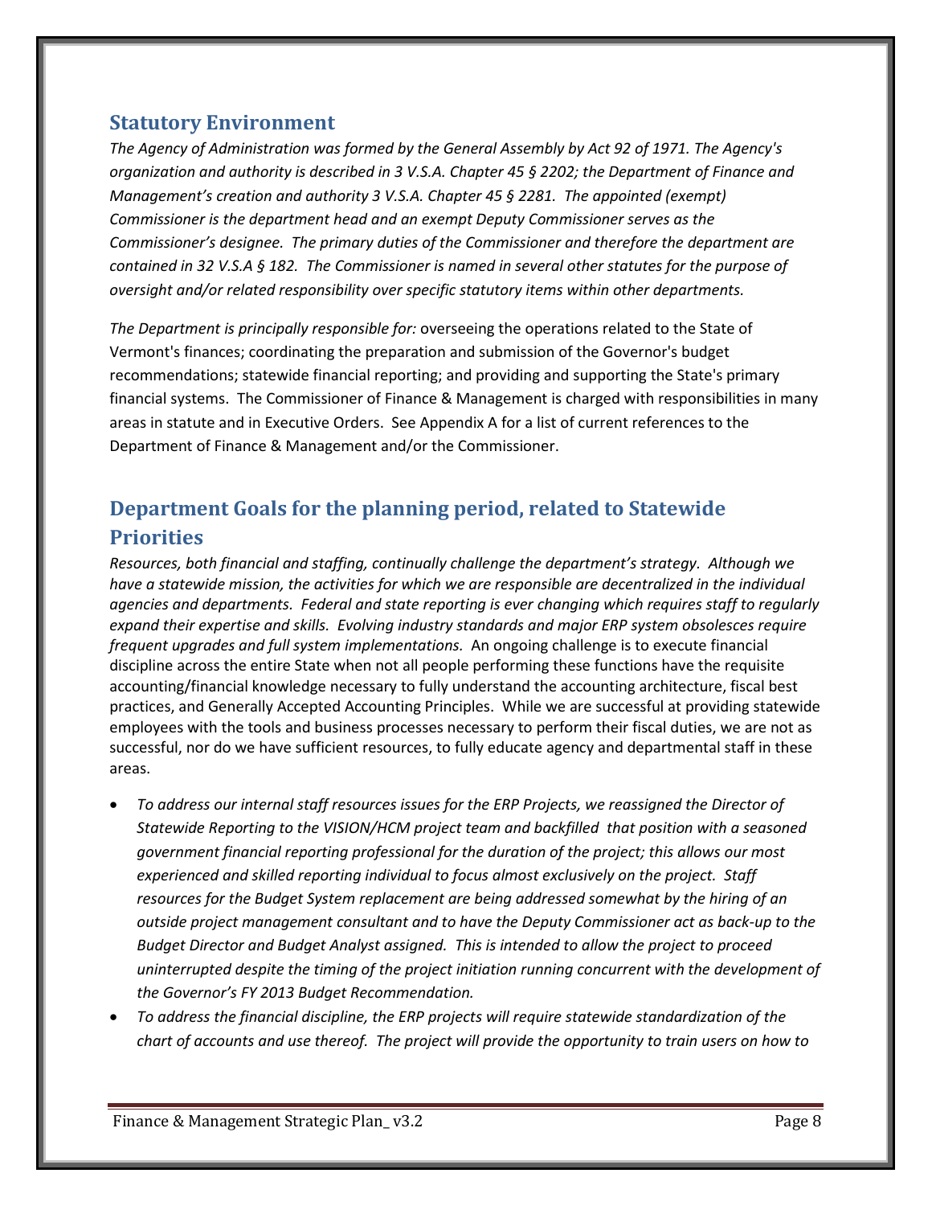## Statutory Environment

*The Agency of Administration was formed by the General Assembly by Act 92 of 1971. The Agency's organization and authority is described in 3 V.S.A. Chapter 45 § 2202; the Department of Finance and Management's creation and authority 3 V.S.A. Chapter 45 § 2281. The appointed (exempt) Commissioner is the department head and an exempt Deputy Commissioner serves as the Commissioner's designee. The primary duties of the Commissioner and therefore the department are contained in 32 V.S.A § 182. The Commissioner is named in several other statutes for the purpose of oversight and/or related responsibility over specific statutory items within other departments.*

*The Department is principally responsible for:* overseeing the operations related to the State of Vermont's finances; coordinating the preparation and submission of the Governor's budget recommendations; statewide financial reporting; and providing and supporting the State's primary financial systems. The Commissioner of Finance & Management is charged with responsibilities in many areas in statute and in Executive Orders. See Appendix A for a list of current references to the Department of Finance & Management and/or the Commissioner.

## Department Goals for the planning period, related to Statewide Priorities

*Resources, both financial and staffing, continually challenge the department's strategy. Although we have a statewide mission, the activities for which we are responsible are decentralized in the individual agencies and departments. Federal and state reporting is ever changing which requires staff to regularly expand their expertise and skills. Evolving industry standards and major ERP system obsolesces require frequent upgrades and full system implementations.* An ongoing challenge is to execute financial discipline across the entire State when not all people performing these functions have the requisite accounting/financial knowledge necessary to fully understand the accounting architecture, fiscal best practices, and Generally Accepted Accounting Principles. While we are successful at providing statewide employees with the tools and business processes necessary to perform their fiscal duties, we are not as successful, nor do we have sufficient resources, to fully educate agency and departmental staff in these areas.

- *To address our internal staff resources issues for the ERP Projects, we reassigned the Director of Statewide Reporting to the VISION/HCM project team and backfilled that position with a seasoned government financial reporting professional for the duration of the project; this allows our most experienced and skilled reporting individual to focus almost exclusively on the project. Staff resources for the Budget System replacement are being addressed somewhat by the hiring of an outside project management consultant and to have the Deputy Commissioner act as back-up to the Budget Director and Budget Analyst assigned. This is intended to allow the project to proceed uninterrupted despite the timing of the project initiation running concurrent with the development of the Governor's FY 2013 Budget Recommendation.*
- *To address the financial discipline, the ERP projects will require statewide standardization of the chart of accounts and use thereof. The project will provide the opportunity to train users on how to*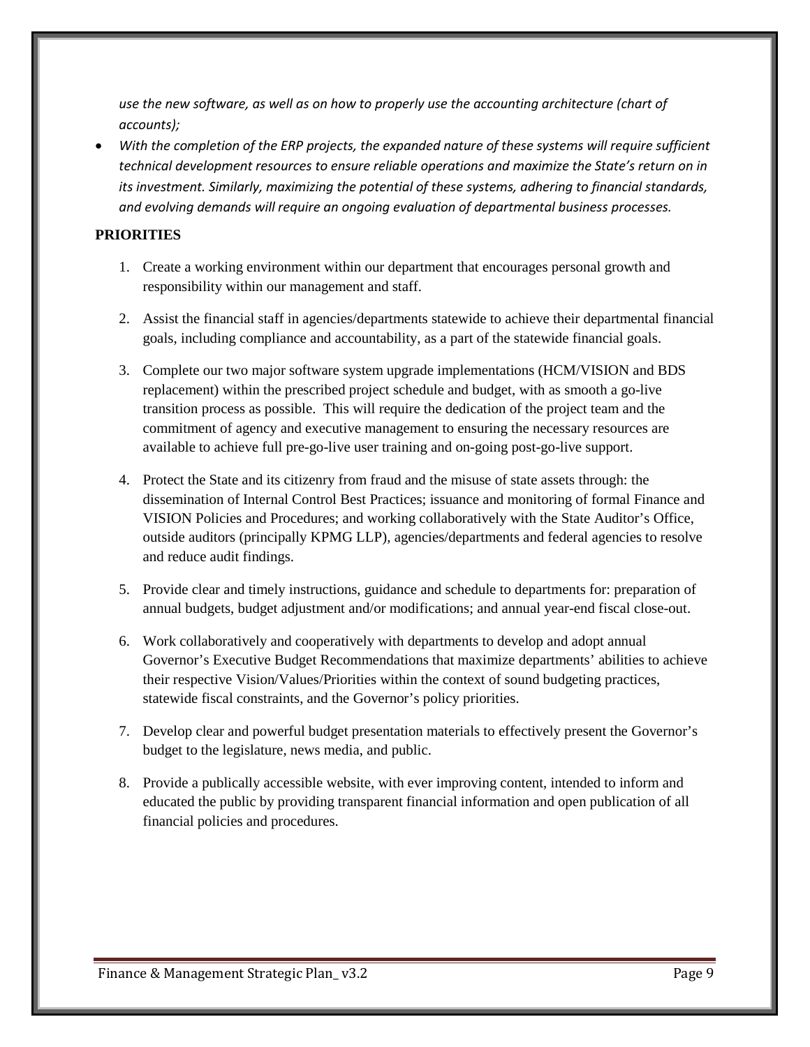*use the new software, as well as on how to properly use the accounting architecture (chart of accounts);*

- *With the completion of the ERP projects, the expanded nature of these systems will require sufficient technical development resources to ensure reliable operations and maximize the State's return on in its investment. Similarly, maximizing the potential of these systems, adhering to financial standards, and evolving demands will require an ongoing evaluation of departmental business processes.*

**PRIORITIES**

1. Create a working environment within our department that encourages personal growth and responsibility within our management and staff.
2. Assist the financial staff in agencies/departments statewide to achieve their departmental financial goals, including compliance and accountability, as a part of the statewide financial goals.
3. Complete our two major software system upgrade implementations (HCM/VISION and BDS replacement) within the prescribed project schedule and budget, with as smooth a go-live transition process as possible. This will require the dedication of the project team and the commitment of agency and executive management to ensuring the necessary resources are available to achieve full pre-go-live user training and on-going post-go-live support.
4. Protect the State and its citizenry from fraud and the misuse of state assets through: the dissemination of Internal Control Best Practices; issuance and monitoring of formal Finance and VISION Policies and Procedures; and working collaboratively with the State Auditor's Office, outside auditors (principally KPMG LLP), agencies/departments and federal agencies to resolve and reduce audit findings.
5. Provide clear and timely instructions, guidance and schedule to departments for: preparation of annual budgets, budget adjustment and/or modifications; and annual year-end fiscal close-out.
6. Work collaboratively and cooperatively with departments to develop and adopt annual Governor's Executive Budget Recommendations that maximize departments' abilities to achieve their respective Vision/Values/Priorities within the context of sound budgeting practices, statewide fiscal constraints, and the Governor's policy priorities.
7. Develop clear and powerful budget presentation materials to effectively present the Governor's budget to the legislature, news media, and public.
8. Provide a publically accessible website, with ever improving content, intended to inform and educated the public by providing transparent financial information and open publication of all financial policies and procedures.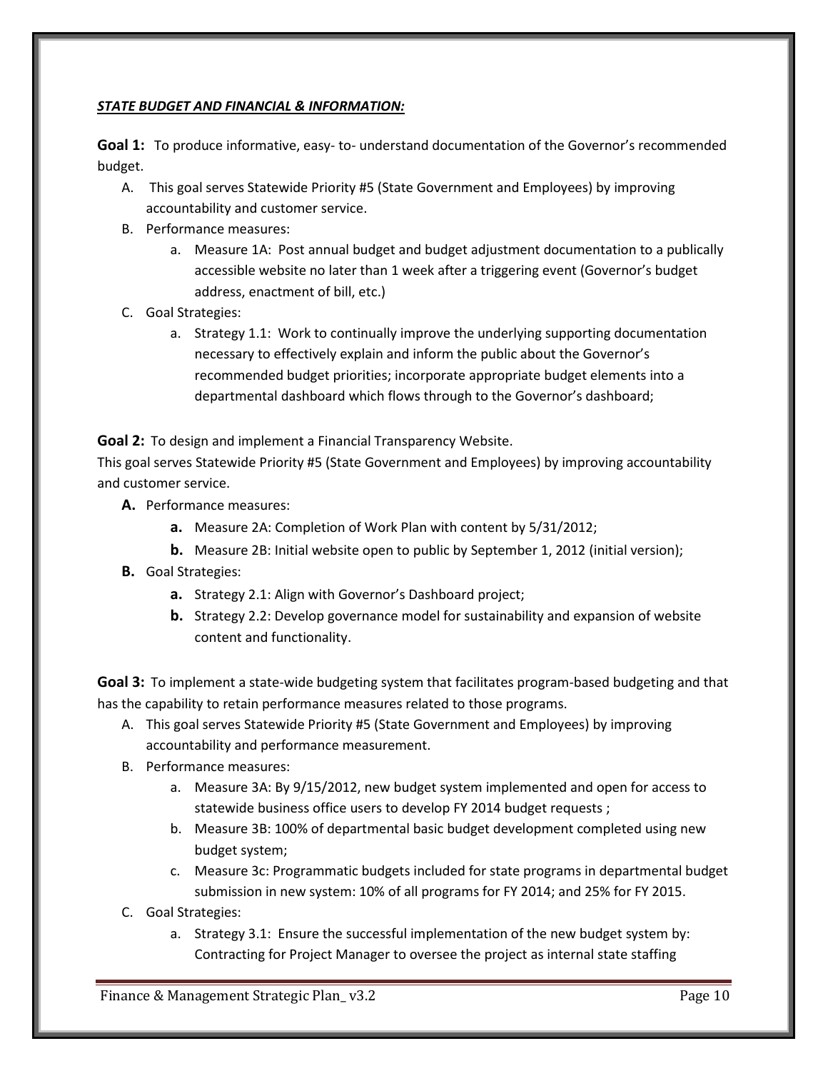***STATE BUDGET AND FINANCIAL & INFORMATION:***

**Goal 1:** To produce informative, easy- to- understand documentation of the Governor's recommended budget.

A. This goal serves Statewide Priority #5 (State Government and Employees) by improving accountability and customer service.
B. Performance measures:
    a. Measure 1A: Post annual budget and budget adjustment documentation to a publically accessible website no later than 1 week after a triggering event (Governor's budget address, enactment of bill, etc.)
C. Goal Strategies:
    a. Strategy 1.1: Work to continually improve the underlying supporting documentation necessary to effectively explain and inform the public about the Governor's recommended budget priorities; incorporate appropriate budget elements into a departmental dashboard which flows through to the Governor's dashboard;

**Goal 2:** To design and implement a Financial Transparency Website.

This goal serves Statewide Priority #5 (State Government and Employees) by improving accountability and customer service.

**A.** Performance measures:
  **a.** Measure 2A: Completion of Work Plan with content by 5/31/2012;
  **b.** Measure 2B: Initial website open to public by September 1, 2012 (initial version);

**B.** Goal Strategies:
  **a.** Strategy 2.1: Align with Governor's Dashboard project;
  **b.** Strategy 2.2: Develop governance model for sustainability and expansion of website content and functionality.

**Goal 3:** To implement a state-wide budgeting system that facilitates program-based budgeting and that has the capability to retain performance measures related to those programs.

A. This goal serves Statewide Priority #5 (State Government and Employees) by improving accountability and performance measurement.
B. Performance measures:
    a. Measure 3A: By 9/15/2012, new budget system implemented and open for access to statewide business office users to develop FY 2014 budget requests ;
    b. Measure 3B: 100% of departmental basic budget development completed using new budget system;
    c. Measure 3c: Programmatic budgets included for state programs in departmental budget submission in new system: 10% of all programs for FY 2014; and 25% for FY 2015.
C. Goal Strategies:
    a. Strategy 3.1: Ensure the successful implementation of the new budget system by: Contracting for Project Manager to oversee the project as internal state staffing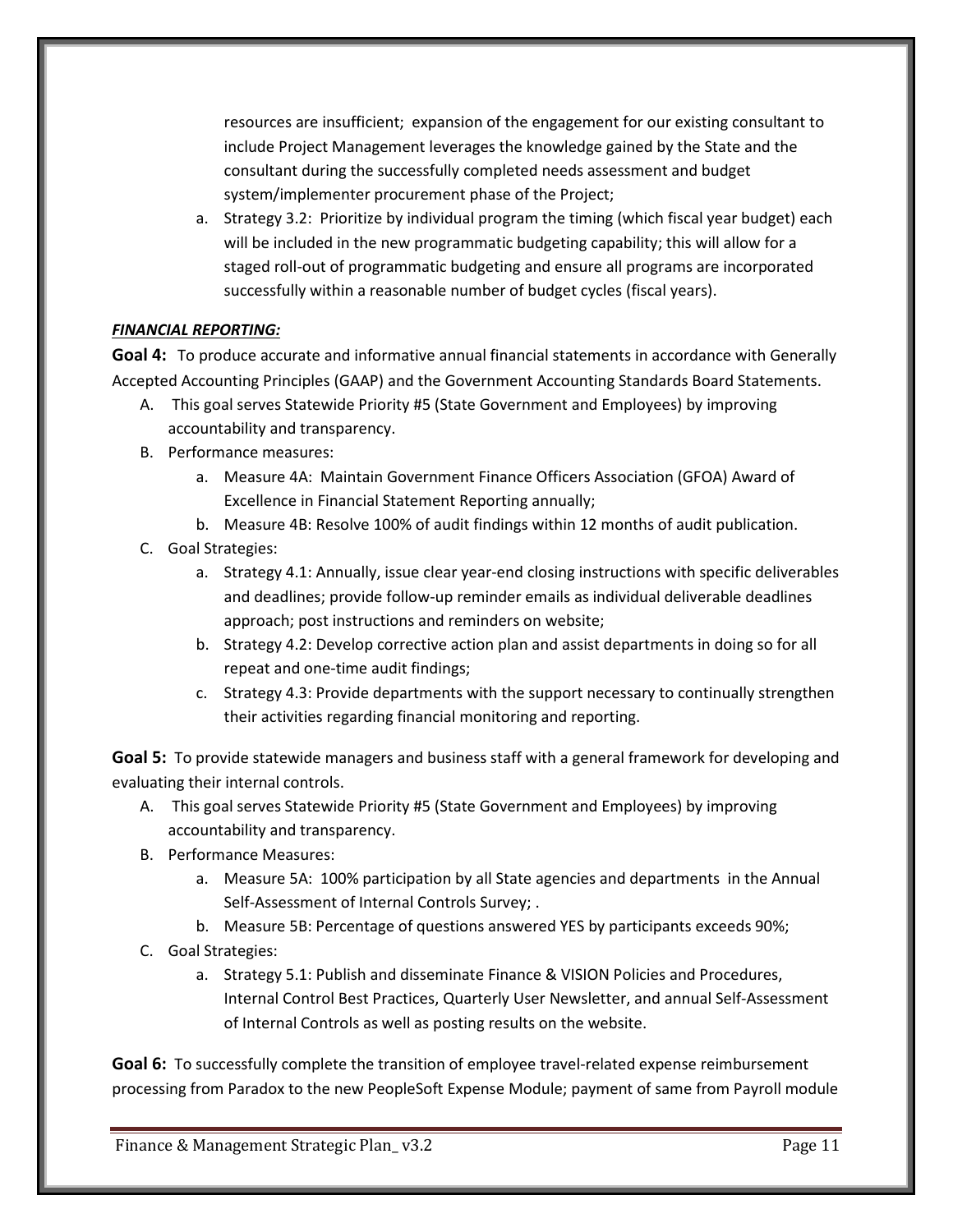resources are insufficient; expansion of the engagement for our existing consultant to include Project Management leverages the knowledge gained by the State and the consultant during the successfully completed needs assessment and budget system/implementer procurement phase of the Project;

a. Strategy 3.2: Prioritize by individual program the timing (which fiscal year budget) each will be included in the new programmatic budgeting capability; this will allow for a staged roll-out of programmatic budgeting and ensure all programs are incorporated successfully within a reasonable number of budget cycles (fiscal years).

***FINANCIAL REPORTING:***

**Goal 4:** To produce accurate and informative annual financial statements in accordance with Generally Accepted Accounting Principles (GAAP) and the Government Accounting Standards Board Statements.

A. This goal serves Statewide Priority #5 (State Government and Employees) by improving accountability and transparency.

B. Performance measures:
   a. Measure 4A: Maintain Government Finance Officers Association (GFOA) Award of Excellence in Financial Statement Reporting annually;
   b. Measure 4B: Resolve 100% of audit findings within 12 months of audit publication.

C. Goal Strategies:
   a. Strategy 4.1: Annually, issue clear year-end closing instructions with specific deliverables and deadlines; provide follow-up reminder emails as individual deliverable deadlines approach; post instructions and reminders on website;
   b. Strategy 4.2: Develop corrective action plan and assist departments in doing so for all repeat and one-time audit findings;
   c. Strategy 4.3: Provide departments with the support necessary to continually strengthen their activities regarding financial monitoring and reporting.

**Goal 5:** To provide statewide managers and business staff with a general framework for developing and evaluating their internal controls.

A. This goal serves Statewide Priority #5 (State Government and Employees) by improving accountability and transparency.

B. Performance Measures:
   a. Measure 5A: 100% participation by all State agencies and departments in the Annual Self-Assessment of Internal Controls Survey; .
   b. Measure 5B: Percentage of questions answered YES by participants exceeds 90%;

C. Goal Strategies:
   a. Strategy 5.1: Publish and disseminate Finance & VISION Policies and Procedures, Internal Control Best Practices, Quarterly User Newsletter, and annual Self-Assessment of Internal Controls as well as posting results on the website.

**Goal 6:** To successfully complete the transition of employee travel-related expense reimbursement processing from Paradox to the new PeopleSoft Expense Module; payment of same from Payroll module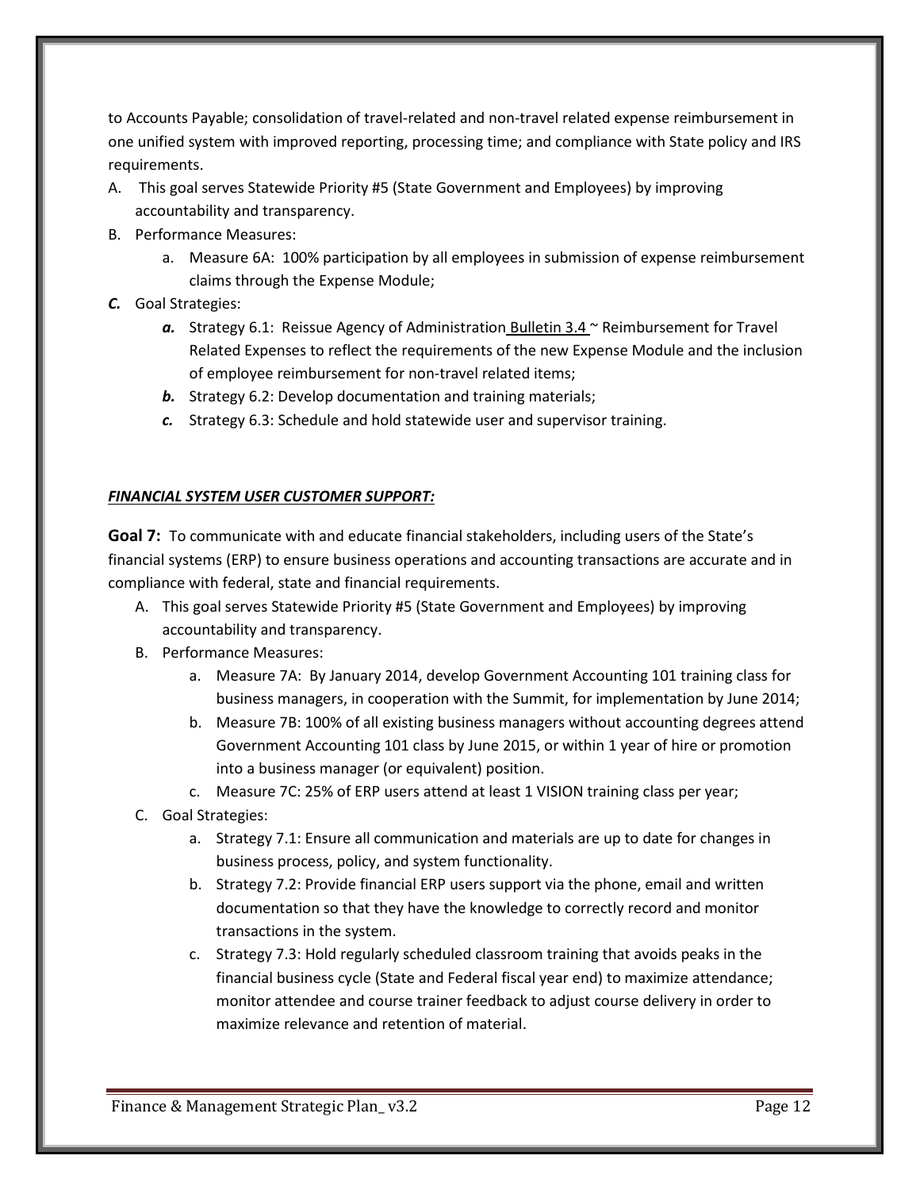to Accounts Payable; consolidation of travel-related and non-travel related expense reimbursement in one unified system with improved reporting, processing time; and compliance with State policy and IRS requirements.

A. This goal serves Statewide Priority #5 (State Government and Employees) by improving accountability and transparency.
B. Performance Measures:
   a. Measure 6A: 100% participation by all employees in submission of expense reimbursement claims through the Expense Module;
***C.*** Goal Strategies:
   ***a.*** Strategy 6.1: Reissue Agency of Administration Bulletin 3.4 ~ Reimbursement for Travel Related Expenses to reflect the requirements of the new Expense Module and the inclusion of employee reimbursement for non-travel related items;
   ***b.*** Strategy 6.2: Develop documentation and training materials;
   ***c.*** Strategy 6.3: Schedule and hold statewide user and supervisor training.

***FINANCIAL SYSTEM USER CUSTOMER SUPPORT:***

**Goal 7:** To communicate with and educate financial stakeholders, including users of the State's financial systems (ERP) to ensure business operations and accounting transactions are accurate and in compliance with federal, state and financial requirements.

A. This goal serves Statewide Priority #5 (State Government and Employees) by improving accountability and transparency.
B. Performance Measures:
   a. Measure 7A: By January 2014, develop Government Accounting 101 training class for business managers, in cooperation with the Summit, for implementation by June 2014;
   b. Measure 7B: 100% of all existing business managers without accounting degrees attend Government Accounting 101 class by June 2015, or within 1 year of hire or promotion into a business manager (or equivalent) position.
   c. Measure 7C: 25% of ERP users attend at least 1 VISION training class per year;
C. Goal Strategies:
   a. Strategy 7.1: Ensure all communication and materials are up to date for changes in business process, policy, and system functionality.
   b. Strategy 7.2: Provide financial ERP users support via the phone, email and written documentation so that they have the knowledge to correctly record and monitor transactions in the system.
   c. Strategy 7.3: Hold regularly scheduled classroom training that avoids peaks in the financial business cycle (State and Federal fiscal year end) to maximize attendance; monitor attendee and course trainer feedback to adjust course delivery in order to maximize relevance and retention of material.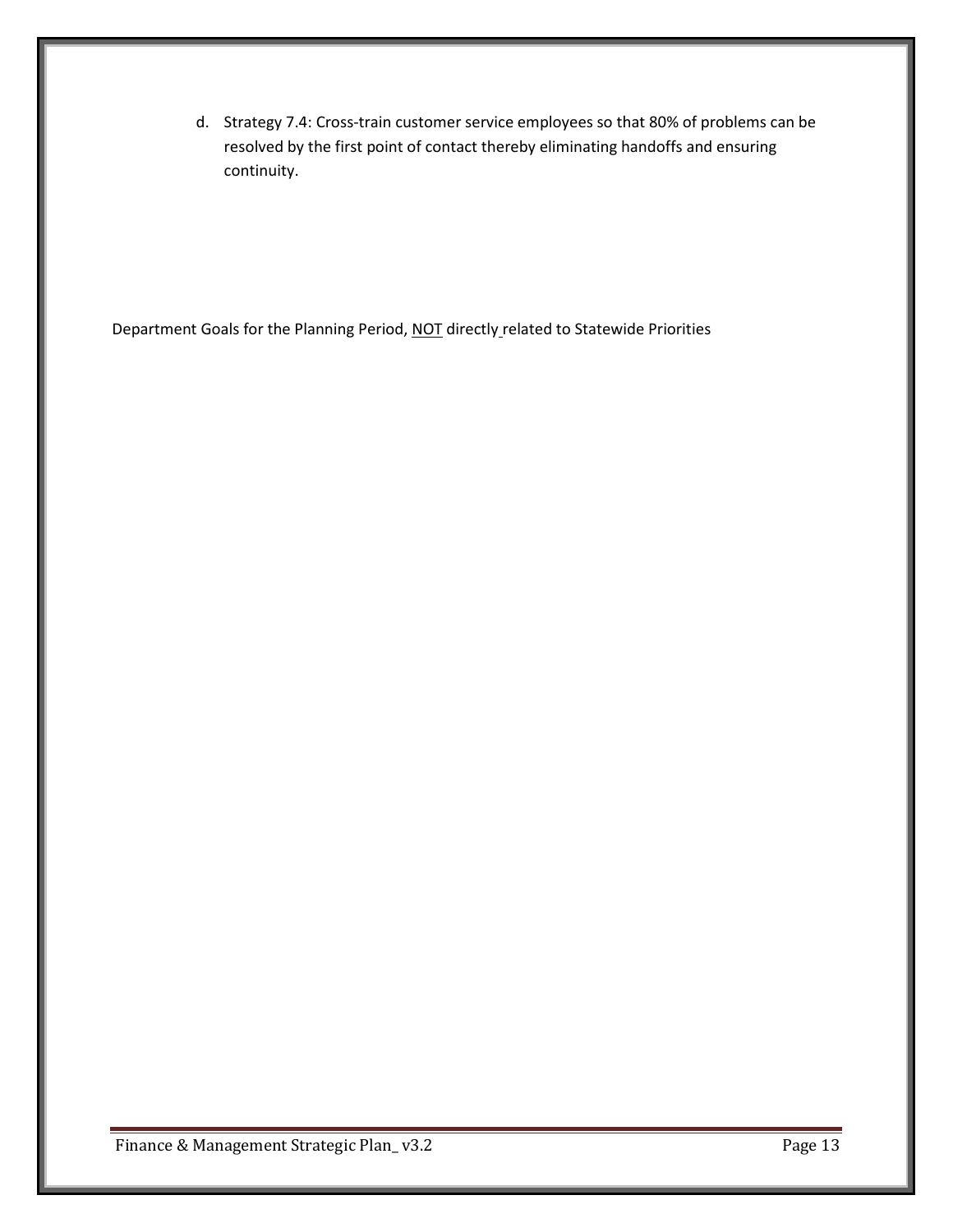d. Strategy 7.4: Cross-train customer service employees so that 80% of problems can be resolved by the first point of contact thereby eliminating handoffs and ensuring continuity.

Department Goals for the Planning Period, NOT directly related to Statewide Priorities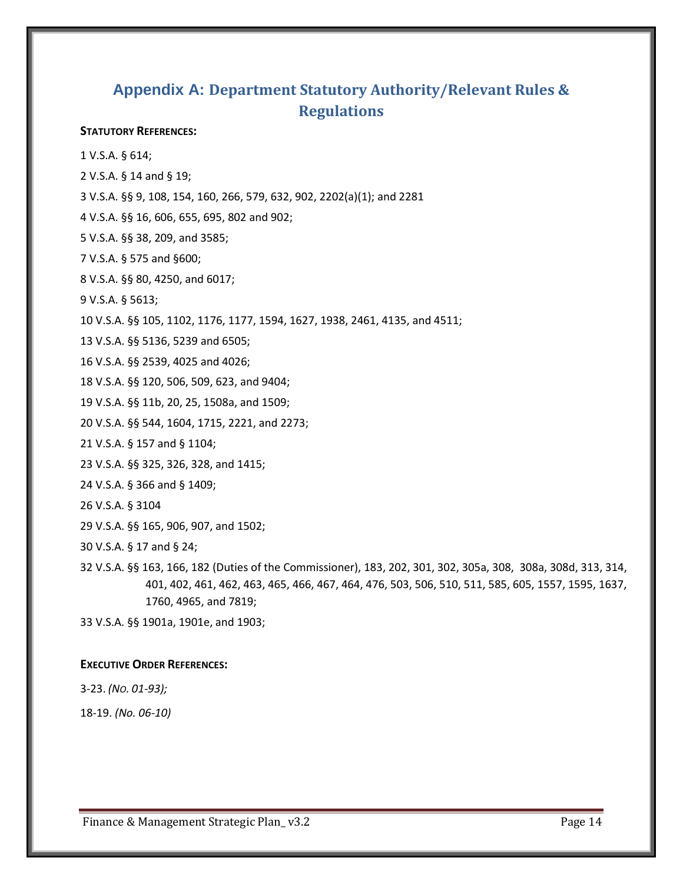## Appendix A: Department Statutory Authority/Relevant Rules & Regulations

**STATUTORY REFERENCES:**

1 V.S.A. § 614;

2 V.S.A. § 14 and § 19;

3 V.S.A. §§ 9, 108, 154, 160, 266, 579, 632, 902, 2202(a)(1); and 2281

4 V.S.A. §§ 16, 606, 655, 695, 802 and 902;

5 V.S.A. §§ 38, 209, and 3585;

7 V.S.A. § 575 and §600;

8 V.S.A. §§ 80, 4250, and 6017;

9 V.S.A. § 5613;

10 V.S.A. §§ 105, 1102, 1176, 1177, 1594, 1627, 1938, 2461, 4135, and 4511;

13 V.S.A. §§ 5136, 5239 and 6505;

16 V.S.A. §§ 2539, 4025 and 4026;

18 V.S.A. §§ 120, 506, 509, 623, and 9404;

19 V.S.A. §§ 11b, 20, 25, 1508a, and 1509;

20 V.S.A. §§ 544, 1604, 1715, 2221, and 2273;

21 V.S.A. § 157 and § 1104;

23 V.S.A. §§ 325, 326, 328, and 1415;

24 V.S.A. § 366 and § 1409;

26 V.S.A. § 3104

29 V.S.A. §§ 165, 906, 907, and 1502;

30 V.S.A. § 17 and § 24;

32 V.S.A. §§ 163, 166, 182 (Duties of the Commissioner), 183, 202, 301, 302, 305a, 308, 308a, 308d, 313, 314, 401, 402, 461, 462, 463, 465, 466, 467, 464, 476, 503, 506, 510, 511, 585, 605, 1557, 1595, 1637, 1760, 4965, and 7819;

33 V.S.A. §§ 1901a, 1901e, and 1903;

**EXECUTIVE ORDER REFERENCES:**

3-23. *(No. 01-93);*

18-19. *(No. 06-10)*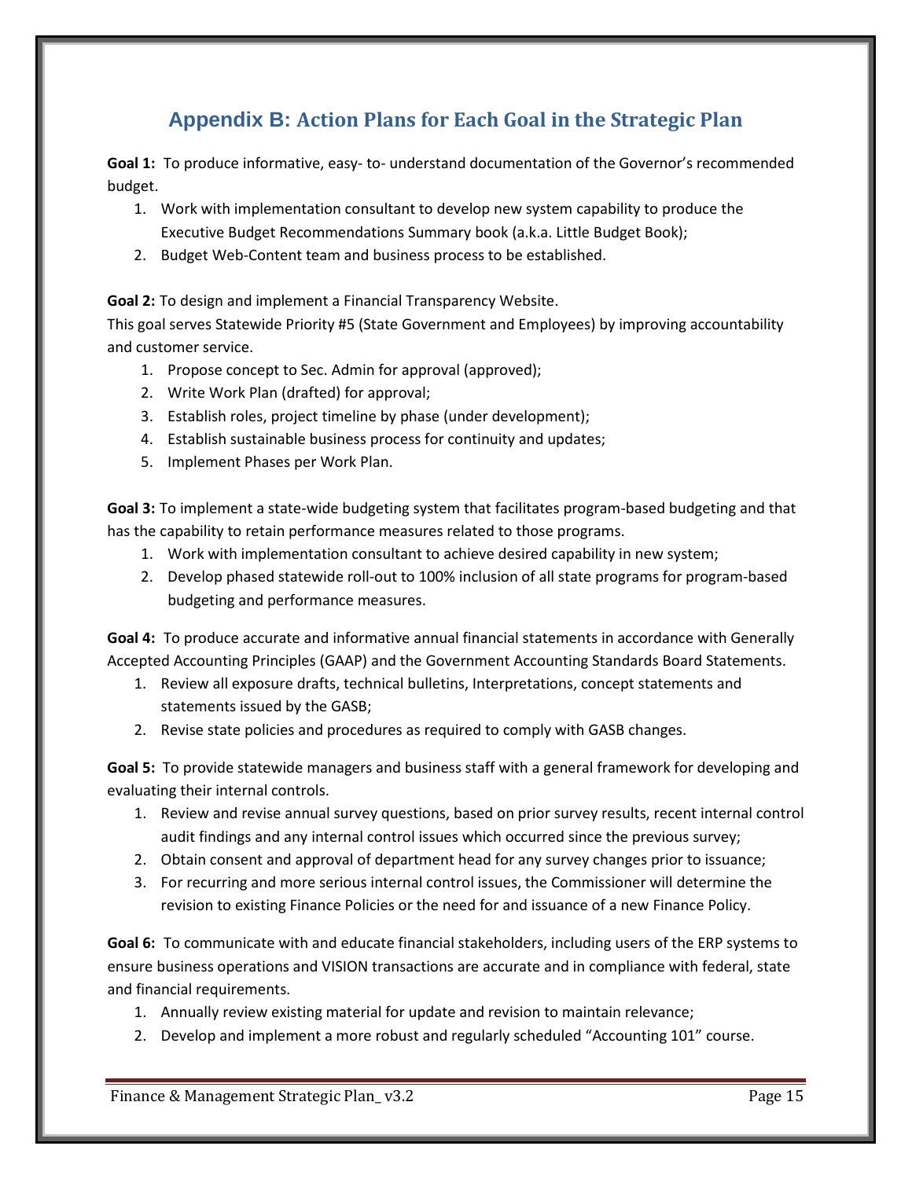## Appendix B: Action Plans for Each Goal in the Strategic Plan

**Goal 1:** To produce informative, easy- to- understand documentation of the Governor's recommended budget.

1. Work with implementation consultant to develop new system capability to produce the Executive Budget Recommendations Summary book (a.k.a. Little Budget Book);
2. Budget Web-Content team and business process to be established.

**Goal 2:** To design and implement a Financial Transparency Website.
This goal serves Statewide Priority #5 (State Government and Employees) by improving accountability and customer service.

1. Propose concept to Sec. Admin for approval (approved);
2. Write Work Plan (drafted) for approval;
3. Establish roles, project timeline by phase (under development);
4. Establish sustainable business process for continuity and updates;
5. Implement Phases per Work Plan.

**Goal 3:** To implement a state-wide budgeting system that facilitates program-based budgeting and that has the capability to retain performance measures related to those programs.

1. Work with implementation consultant to achieve desired capability in new system;
2. Develop phased statewide roll-out to 100% inclusion of all state programs for program-based budgeting and performance measures.

**Goal 4:** To produce accurate and informative annual financial statements in accordance with Generally Accepted Accounting Principles (GAAP) and the Government Accounting Standards Board Statements.

1. Review all exposure drafts, technical bulletins, Interpretations, concept statements and statements issued by the GASB;
2. Revise state policies and procedures as required to comply with GASB changes.

**Goal 5:** To provide statewide managers and business staff with a general framework for developing and evaluating their internal controls.

1. Review and revise annual survey questions, based on prior survey results, recent internal control audit findings and any internal control issues which occurred since the previous survey;
2. Obtain consent and approval of department head for any survey changes prior to issuance;
3. For recurring and more serious internal control issues, the Commissioner will determine the revision to existing Finance Policies or the need for and issuance of a new Finance Policy.

**Goal 6:** To communicate with and educate financial stakeholders, including users of the ERP systems to ensure business operations and VISION transactions are accurate and in compliance with federal, state and financial requirements.

1. Annually review existing material for update and revision to maintain relevance;
2. Develop and implement a more robust and regularly scheduled "Accounting 101" course.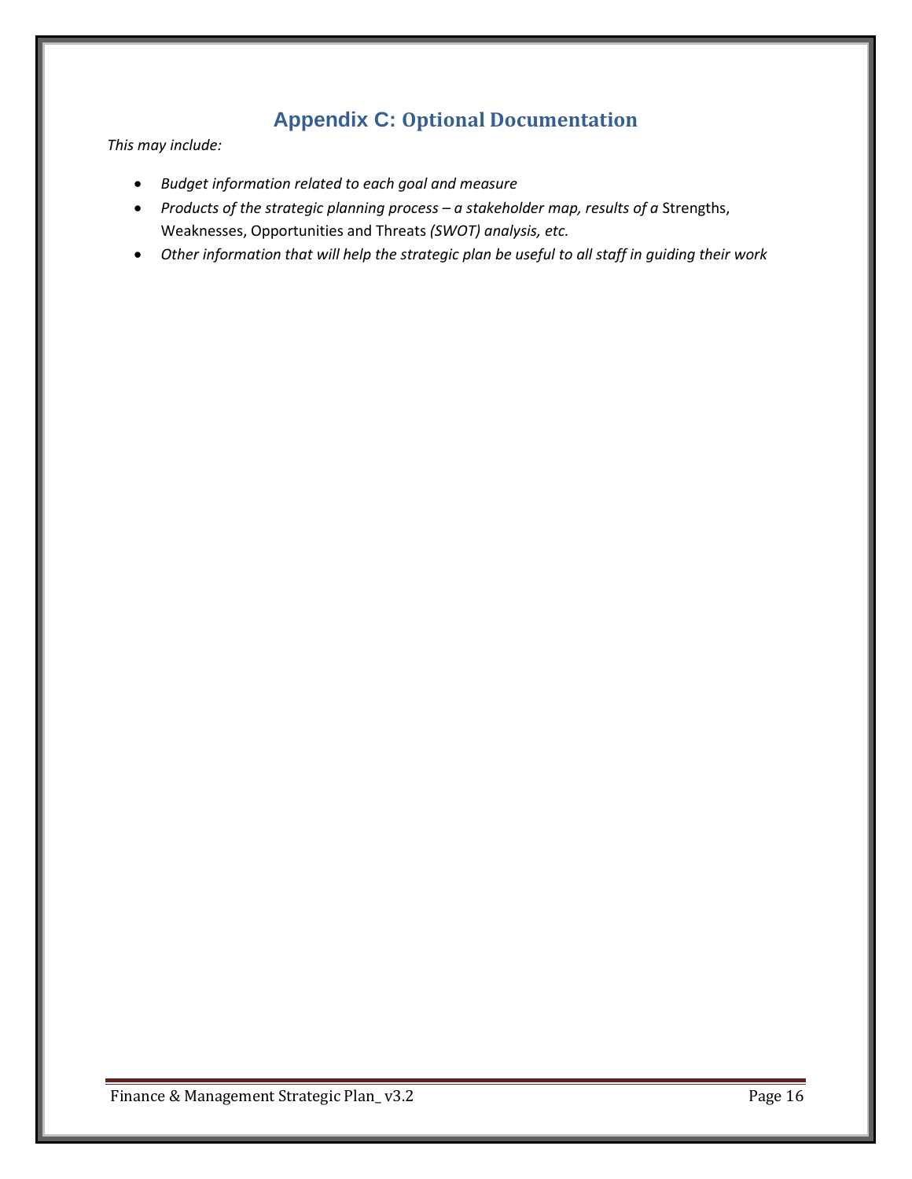# Appendix C: Optional Documentation

*This may include:*

- *Budget information related to each goal and measure*
- *Products of the strategic planning process – a stakeholder map, results of a* Strengths, Weaknesses, Opportunities and Threats *(SWOT) analysis, etc.*
- *Other information that will help the strategic plan be useful to all staff in guiding their work*